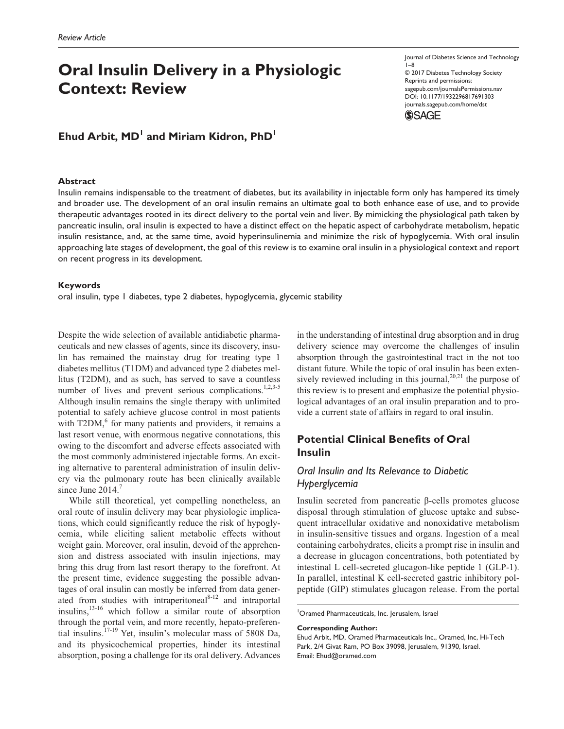Review Article

# Oral Insulin Delivery in a Physiologic Context: Review

Journal of Diabetes Science and Technology
1–8
© 2017 Diabetes Technology Society
Reprints and permissions:
sagepub.com/journalsPermissions.nav
DOI: 10.1177/1932296817691303
journals.sagepub.com/home/dst

**Ehud Arbit, MD[1] and Miriam Kidron, PhD[1]**

### Abstract

Insulin remains indispensable to the treatment of diabetes, but its availability in injectable form only has hampered its timely and broader use. The development of an oral insulin remains an ultimate goal to both enhance ease of use, and to provide therapeutic advantages rooted in its direct delivery to the portal vein and liver. By mimicking the physiological path taken by pancreatic insulin, oral insulin is expected to have a distinct effect on the hepatic aspect of carbohydrate metabolism, hepatic insulin resistance, and, at the same time, avoid hyperinsulinemia and minimize the risk of hypoglycemia. With oral insulin approaching late stages of development, the goal of this review is to examine oral insulin in a physiological context and report on recent progress in its development.

### Keywords

oral insulin, type 1 diabetes, type 2 diabetes, hypoglycemia, glycemic stability

Despite the wide selection of available antidiabetic pharmaceuticals and new classes of agents, since its discovery, insulin has remained the mainstay drug for treating type 1 diabetes mellitus (T1DM) and advanced type 2 diabetes mellitus (T2DM), and as such, has served to save a countless number of lives and prevent serious complications.[1,2,3-5] Although insulin remains the single therapy with unlimited potential to safely achieve glucose control in most patients with T2DM,[6] for many patients and providers, it remains a last resort venue, with enormous negative connotations, this owing to the discomfort and adverse effects associated with the most commonly administered injectable forms. An exciting alternative to parenteral administration of insulin delivery via the pulmonary route has been clinically available since June 2014.[7]

While still theoretical, yet compelling nonetheless, an oral route of insulin delivery may bear physiologic implications, which could significantly reduce the risk of hypoglycemia, while eliciting salient metabolic effects without weight gain. Moreover, oral insulin, devoid of the apprehension and distress associated with insulin injections, may bring this drug from last resort therapy to the forefront. At the present time, evidence suggesting the possible advantages of oral insulin can mostly be inferred from data generated from studies with intraperitoneal[8-12] and intraportal insulins,[13-16] which follow a similar route of absorption through the portal vein, and more recently, hepato-preferential insulins.[17-19] Yet, insulin's molecular mass of 5808 Da, and its physicochemical properties, hinder its intestinal absorption, posing a challenge for its oral delivery. Advances in the understanding of intestinal drug absorption and in drug delivery science may overcome the challenges of insulin absorption through the gastrointestinal tract in the not too distant future. While the topic of oral insulin has been extensively reviewed including in this journal,[20,21] the purpose of this review is to present and emphasize the potential physiological advantages of an oral insulin preparation and to provide a current state of affairs in regard to oral insulin.

## Potential Clinical Benefits of Oral Insulin

### *Oral Insulin and Its Relevance to Diabetic Hyperglycemia*

Insulin secreted from pancreatic β-cells promotes glucose disposal through stimulation of glucose uptake and subsequent intracellular oxidative and nonoxidative metabolism in insulin-sensitive tissues and organs. Ingestion of a meal containing carbohydrates, elicits a prompt rise in insulin and a decrease in glucagon concentrations, both potentiated by intestinal L cell-secreted glucagon-like peptide 1 (GLP-1). In parallel, intestinal K cell-secreted gastric inhibitory polpeptide (GIP) stimulates glucagon release. From the portal

[1]Oramed Pharmaceuticals, Inc. Jerusalem, Israel

**Corresponding Author:**
Ehud Arbit, MD, Oramed Pharmaceuticals Inc., Oramed, Inc, Hi-Tech Park, 2/4 Givat Ram, PO Box 39098, Jerusalem, 91390, Israel.
Email: Ehud@oramed.com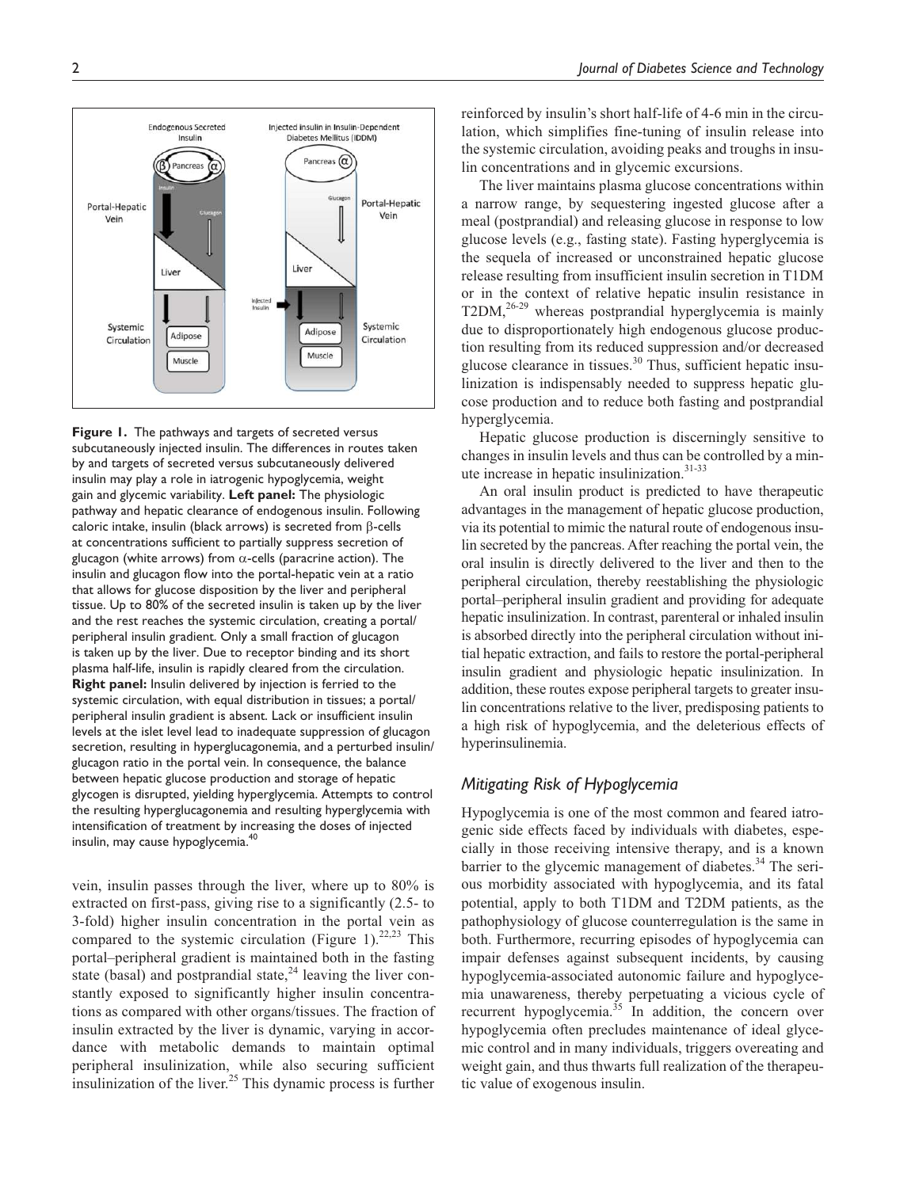**Figure 1.** The pathways and targets of secreted versus subcutaneously injected insulin. The differences in routes taken by and targets of secreted versus subcutaneously delivered insulin may play a role in iatrogenic hypoglycemia, weight gain and glycemic variability. **Left panel:** The physiologic pathway and hepatic clearance of endogenous insulin. Following caloric intake, insulin (black arrows) is secreted from β-cells at concentrations sufficient to partially suppress secretion of glucagon (white arrows) from α-cells (paracrine action). The insulin and glucagon flow into the portal-hepatic vein at a ratio that allows for glucose disposition by the liver and peripheral tissue. Up to 80% of the secreted insulin is taken up by the liver and the rest reaches the systemic circulation, creating a portal/peripheral insulin gradient. Only a small fraction of glucagon is taken up by the liver. Due to receptor binding and its short plasma half-life, insulin is rapidly cleared from the circulation. **Right panel:** Insulin delivered by injection is ferried to the systemic circulation, with equal distribution in tissues; a portal/peripheral insulin gradient is absent. Lack or insufficient insulin levels at the islet level lead to inadequate suppression of glucagon secretion, resulting in hyperglucagonemia, and a perturbed insulin/glucagon ratio in the portal vein. In consequence, the balance between hepatic glucose production and storage of hepatic glycogen is disrupted, yielding hyperglycemia. Attempts to control the resulting hyperglucagonemia and resulting hyperglycemia with intensification of treatment by increasing the doses of injected insulin, may cause hypoglycemia.[40]

vein, insulin passes through the liver, where up to 80% is extracted on first-pass, giving rise to a significantly (2.5- to 3-fold) higher insulin concentration in the portal vein as compared to the systemic circulation (Figure 1).[22,23] This portal–peripheral gradient is maintained both in the fasting state (basal) and postprandial state,[24] leaving the liver constantly exposed to significantly higher insulin concentrations as compared with other organs/tissues. The fraction of insulin extracted by the liver is dynamic, varying in accordance with metabolic demands to maintain optimal peripheral insulinization, while also securing sufficient insulinization of the liver.[25] This dynamic process is further reinforced by insulin's short half-life of 4-6 min in the circulation, which simplifies fine-tuning of insulin release into the systemic circulation, avoiding peaks and troughs in insulin concentrations and in glycemic excursions.

The liver maintains plasma glucose concentrations within a narrow range, by sequestering ingested glucose after a meal (postprandial) and releasing glucose in response to low glucose levels (e.g., fasting state). Fasting hyperglycemia is the sequela of increased or unconstrained hepatic glucose release resulting from insufficient insulin secretion in T1DM or in the context of relative hepatic insulin resistance in T2DM,[26-29] whereas postprandial hyperglycemia is mainly due to disproportionately high endogenous glucose production resulting from its reduced suppression and/or decreased glucose clearance in tissues.[30] Thus, sufficient hepatic insulinization is indispensably needed to suppress hepatic glucose production and to reduce both fasting and postprandial hyperglycemia.

Hepatic glucose production is discerningly sensitive to changes in insulin levels and thus can be controlled by a minute increase in hepatic insulinization.[31-33]

An oral insulin product is predicted to have therapeutic advantages in the management of hepatic glucose production, via its potential to mimic the natural route of endogenous insulin secreted by the pancreas. After reaching the portal vein, the oral insulin is directly delivered to the liver and then to the peripheral circulation, thereby reestablishing the physiologic portal–peripheral insulin gradient and providing for adequate hepatic insulinization. In contrast, parenteral or inhaled insulin is absorbed directly into the peripheral circulation without initial hepatic extraction, and fails to restore the portal-peripheral insulin gradient and physiologic hepatic insulinization. In addition, these routes expose peripheral targets to greater insulin concentrations relative to the liver, predisposing patients to a high risk of hypoglycemia, and the deleterious effects of hyperinsulinemia.

## *Mitigating Risk of Hypoglycemia*

Hypoglycemia is one of the most common and feared iatrogenic side effects faced by individuals with diabetes, especially in those receiving intensive therapy, and is a known barrier to the glycemic management of diabetes.[34] The serious morbidity associated with hypoglycemia, and its fatal potential, apply to both T1DM and T2DM patients, as the pathophysiology of glucose counterregulation is the same in both. Furthermore, recurring episodes of hypoglycemia can impair defenses against subsequent incidents, by causing hypoglycemia-associated autonomic failure and hypoglycemia unawareness, thereby perpetuating a vicious cycle of recurrent hypoglycemia.[35] In addition, the concern over hypoglycemia often precludes maintenance of ideal glycemic control and in many individuals, triggers overeating and weight gain, and thus thwarts full realization of the therapeutic value of exogenous insulin.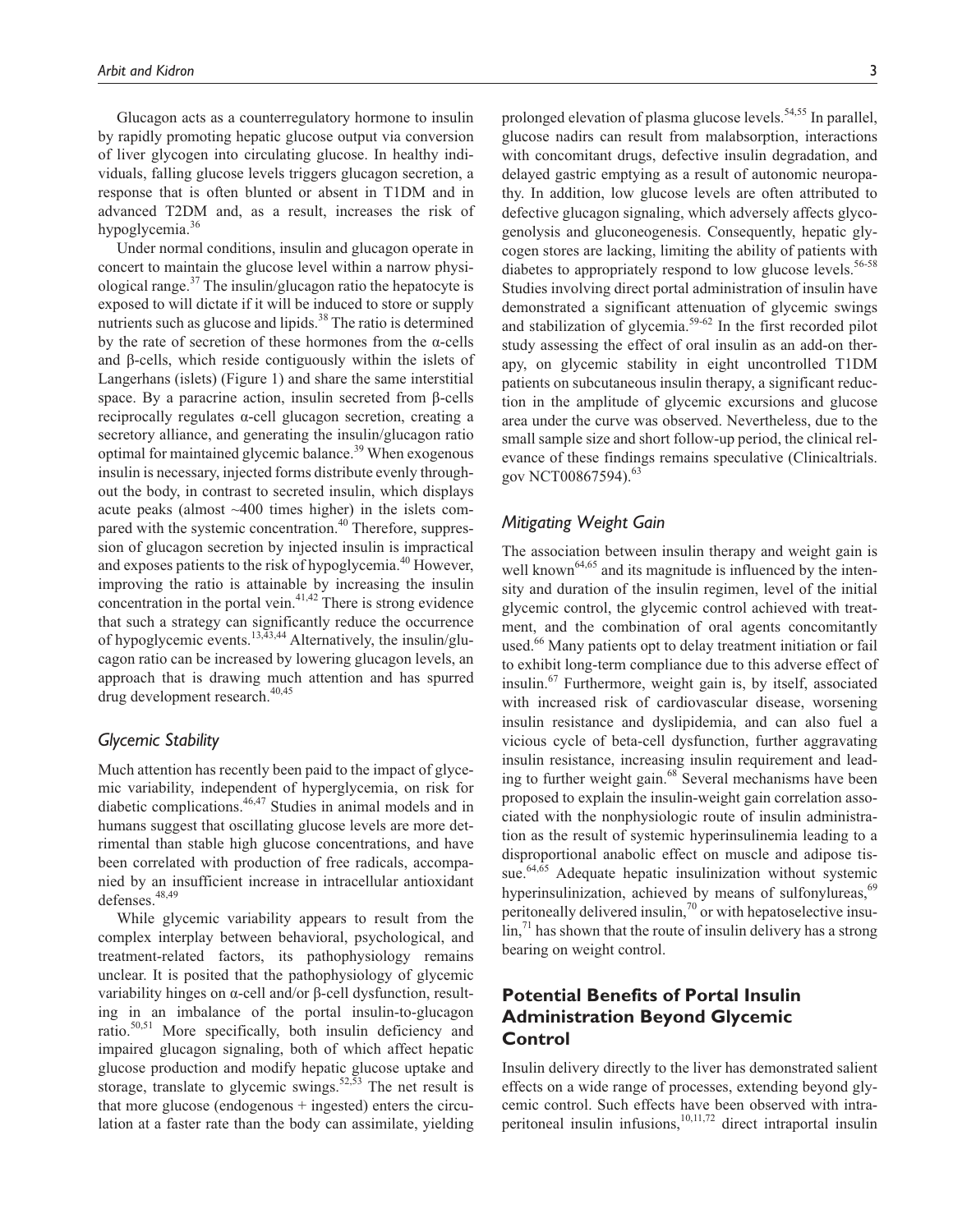Glucagon acts as a counterregulatory hormone to insulin by rapidly promoting hepatic glucose output via conversion of liver glycogen into circulating glucose. In healthy individuals, falling glucose levels triggers glucagon secretion, a response that is often blunted or absent in T1DM and in advanced T2DM and, as a result, increases the risk of hypoglycemia.[36]

Under normal conditions, insulin and glucagon operate in concert to maintain the glucose level within a narrow physiological range.[37] The insulin/glucagon ratio the hepatocyte is exposed to will dictate if it will be induced to store or supply nutrients such as glucose and lipids.[38] The ratio is determined by the rate of secretion of these hormones from the α-cells and β-cells, which reside contiguously within the islets of Langerhans (islets) (Figure 1) and share the same interstitial space. By a paracrine action, insulin secreted from β-cells reciprocally regulates α-cell glucagon secretion, creating a secretory alliance, and generating the insulin/glucagon ratio optimal for maintained glycemic balance.[39] When exogenous insulin is necessary, injected forms distribute evenly throughout the body, in contrast to secreted insulin, which displays acute peaks (almost ~400 times higher) in the islets compared with the systemic concentration.[40] Therefore, suppression of glucagon secretion by injected insulin is impractical and exposes patients to the risk of hypoglycemia.[40] However, improving the ratio is attainable by increasing the insulin concentration in the portal vein.[41,42] There is strong evidence that such a strategy can significantly reduce the occurrence of hypoglycemic events.[13,43,44] Alternatively, the insulin/glucagon ratio can be increased by lowering glucagon levels, an approach that is drawing much attention and has spurred drug development research.[40,45]

### Glycemic Stability

Much attention has recently been paid to the impact of glycemic variability, independent of hyperglycemia, on risk for diabetic complications.[46,47] Studies in animal models and in humans suggest that oscillating glucose levels are more detrimental than stable high glucose concentrations, and have been correlated with production of free radicals, accompanied by an insufficient increase in intracellular antioxidant defenses.[48,49]

While glycemic variability appears to result from the complex interplay between behavioral, psychological, and treatment-related factors, its pathophysiology remains unclear. It is posited that the pathophysiology of glycemic variability hinges on α-cell and/or β-cell dysfunction, resulting in an imbalance of the portal insulin-to-glucagon ratio.[50,51] More specifically, both insulin deficiency and impaired glucagon signaling, both of which affect hepatic glucose production and modify hepatic glucose uptake and storage, translate to glycemic swings.[52,53] The net result is that more glucose (endogenous + ingested) enters the circulation at a faster rate than the body can assimilate, yielding prolonged elevation of plasma glucose levels.[54,55] In parallel, glucose nadirs can result from malabsorption, interactions with concomitant drugs, defective insulin degradation, and delayed gastric emptying as a result of autonomic neuropathy. In addition, low glucose levels are often attributed to defective glucagon signaling, which adversely affects glycogenolysis and gluconeogenesis. Consequently, hepatic glycogen stores are lacking, limiting the ability of patients with diabetes to appropriately respond to low glucose levels.[56-58] Studies involving direct portal administration of insulin have demonstrated a significant attenuation of glycemic swings and stabilization of glycemia.[59-62] In the first recorded pilot study assessing the effect of oral insulin as an add-on therapy, on glycemic stability in eight uncontrolled T1DM patients on subcutaneous insulin therapy, a significant reduction in the amplitude of glycemic excursions and glucose area under the curve was observed. Nevertheless, due to the small sample size and short follow-up period, the clinical relevance of these findings remains speculative (Clinicaltrials.gov NCT00867594).[63]

### Mitigating Weight Gain

The association between insulin therapy and weight gain is well known[64,65] and its magnitude is influenced by the intensity and duration of the insulin regimen, level of the initial glycemic control, the glycemic control achieved with treatment, and the combination of oral agents concomitantly used.[66] Many patients opt to delay treatment initiation or fail to exhibit long-term compliance due to this adverse effect of insulin.[67] Furthermore, weight gain is, by itself, associated with increased risk of cardiovascular disease, worsening insulin resistance and dyslipidemia, and can also fuel a vicious cycle of beta-cell dysfunction, further aggravating insulin resistance, increasing insulin requirement and leading to further weight gain.[68] Several mechanisms have been proposed to explain the insulin-weight gain correlation associated with the nonphysiologic route of insulin administration as the result of systemic hyperinsulinemia leading to a disproportional anabolic effect on muscle and adipose tissue.[64,65] Adequate hepatic insulinization without systemic hyperinsulinization, achieved by means of sulfonylureas,[69] peritoneally delivered insulin,[70] or with hepatoselective insulin,[71] has shown that the route of insulin delivery has a strong bearing on weight control.

## Potential Benefits of Portal Insulin Administration Beyond Glycemic Control

Insulin delivery directly to the liver has demonstrated salient effects on a wide range of processes, extending beyond glycemic control. Such effects have been observed with intraperitoneal insulin infusions,[10,11,72] direct intraportal insulin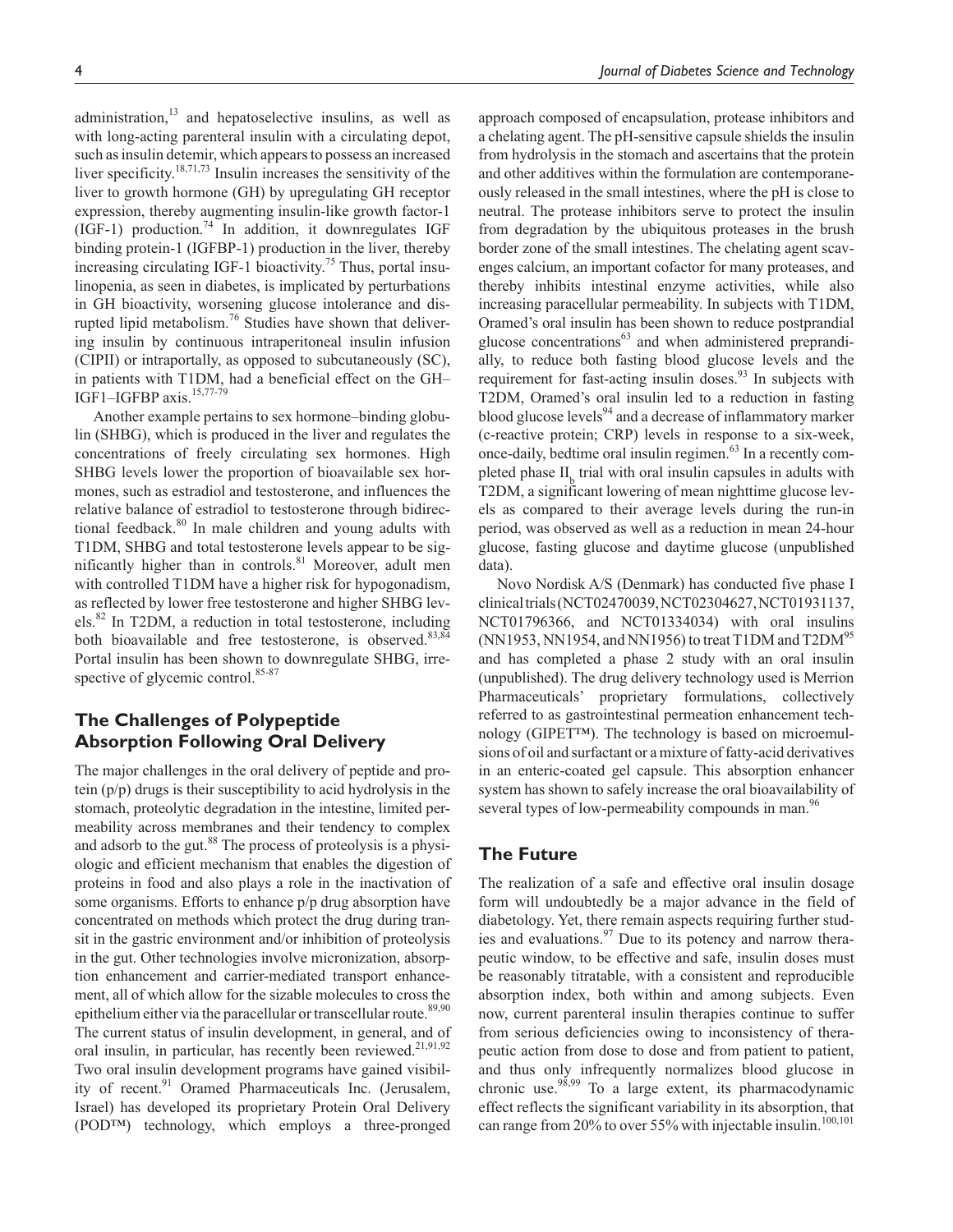administration,[13] and hepatoselective insulins, as well as with long-acting parenteral insulin with a circulating depot, such as insulin detemir, which appears to possess an increased liver specificity.[18,71,73] Insulin increases the sensitivity of the liver to growth hormone (GH) by upregulating GH receptor expression, thereby augmenting insulin-like growth factor-1 (IGF-1) production.[74] In addition, it downregulates IGF binding protein-1 (IGFBP-1) production in the liver, thereby increasing circulating IGF-1 bioactivity.[75] Thus, portal insulinopenia, as seen in diabetes, is implicated by perturbations in GH bioactivity, worsening glucose intolerance and disrupted lipid metabolism.[76] Studies have shown that delivering insulin by continuous intraperitoneal insulin infusion (CIPII) or intraportally, as opposed to subcutaneously (SC), in patients with T1DM, had a beneficial effect on the GH–IGF1–IGFBP axis.[15,77-79]

Another example pertains to sex hormone–binding globulin (SHBG), which is produced in the liver and regulates the concentrations of freely circulating sex hormones. High SHBG levels lower the proportion of bioavailable sex hormones, such as estradiol and testosterone, and influences the relative balance of estradiol to testosterone through bidirectional feedback.[80] In male children and young adults with T1DM, SHBG and total testosterone levels appear to be significantly higher than in controls.[81] Moreover, adult men with controlled T1DM have a higher risk for hypogonadism, as reflected by lower free testosterone and higher SHBG levels.[82] In T2DM, a reduction in total testosterone, including both bioavailable and free testosterone, is observed.[83,84] Portal insulin has been shown to downregulate SHBG, irrespective of glycemic control.[85-87]

## The Challenges of Polypeptide Absorption Following Oral Delivery

The major challenges in the oral delivery of peptide and protein (p/p) drugs is their susceptibility to acid hydrolysis in the stomach, proteolytic degradation in the intestine, limited permeability across membranes and their tendency to complex and adsorb to the gut.[88] The process of proteolysis is a physiologic and efficient mechanism that enables the digestion of proteins in food and also plays a role in the inactivation of some organisms. Efforts to enhance p/p drug absorption have concentrated on methods which protect the drug during transit in the gastric environment and/or inhibition of proteolysis in the gut. Other technologies involve micronization, absorption enhancement and carrier-mediated transport enhancement, all of which allow for the sizable molecules to cross the epithelium either via the paracellular or transcellular route.[89,90] The current status of insulin development, in general, and of oral insulin, in particular, has recently been reviewed.[21,91,92] Two oral insulin development programs have gained visibility of recent.[91] Oramed Pharmaceuticals Inc. (Jerusalem, Israel) has developed its proprietary Protein Oral Delivery (POD™) technology, which employs a three-pronged approach composed of encapsulation, protease inhibitors and a chelating agent. The pH-sensitive capsule shields the insulin from hydrolysis in the stomach and ascertains that the protein and other additives within the formulation are contemporaneously released in the small intestines, where the pH is close to neutral. The protease inhibitors serve to protect the insulin from degradation by the ubiquitous proteases in the brush border zone of the small intestines. The chelating agent scavenges calcium, an important cofactor for many proteases, and thereby inhibits intestinal enzyme activities, while also increasing paracellular permeability. In subjects with T1DM, Oramed's oral insulin has been shown to reduce postprandial glucose concentrations[63] and when administered preprandially, to reduce both fasting blood glucose levels and the requirement for fast-acting insulin doses.[93] In subjects with T2DM, Oramed's oral insulin led to a reduction in fasting blood glucose levels[94] and a decrease of inflammatory marker (c-reactive protein; CRP) levels in response to a six-week, once-daily, bedtime oral insulin regimen.[63] In a recently completed phase $II_b$ trial with oral insulin capsules in adults with T2DM, a significant lowering of mean nighttime glucose levels as compared to their average levels during the run-in period, was observed as well as a reduction in mean 24-hour glucose, fasting glucose and daytime glucose (unpublished data).

Novo Nordisk A/S (Denmark) has conducted five phase I clinical trials (NCT02470039, NCT02304627, NCT01931137, NCT01796366, and NCT01334034) with oral insulins (NN1953, NN1954, and NN1956) to treat T1DM and T2DM[95] and has completed a phase 2 study with an oral insulin (unpublished). The drug delivery technology used is Merrion Pharmaceuticals' proprietary formulations, collectively referred to as gastrointestinal permeation enhancement technology (GIPET™). The technology is based on microemulsions of oil and surfactant or a mixture of fatty-acid derivatives in an enteric-coated gel capsule. This absorption enhancer system has shown to safely increase the oral bioavailability of several types of low-permeability compounds in man.[96]

## The Future

The realization of a safe and effective oral insulin dosage form will undoubtedly be a major advance in the field of diabetology. Yet, there remain aspects requiring further studies and evaluations.[97] Due to its potency and narrow therapeutic window, to be effective and safe, insulin doses must be reasonably titratable, with a consistent and reproducible absorption index, both within and among subjects. Even now, current parenteral insulin therapies continue to suffer from serious deficiencies owing to inconsistency of therapeutic action from dose to dose and from patient to patient, and thus only infrequently normalizes blood glucose in chronic use.[98,99] To a large extent, its pharmacodynamic effect reflects the significant variability in its absorption, that can range from 20% to over 55% with injectable insulin.[100,101]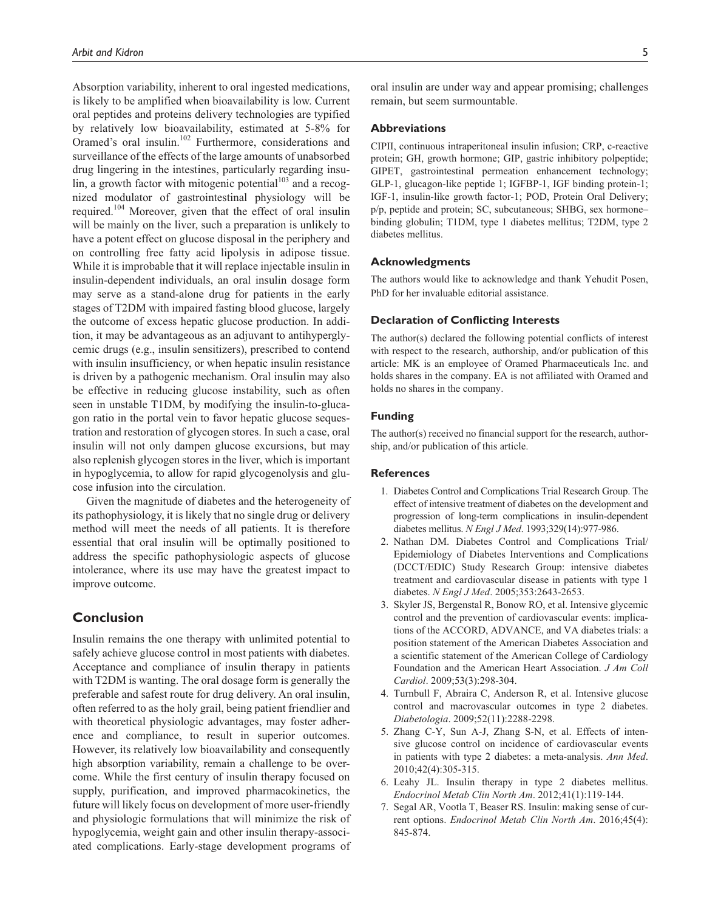Absorption variability, inherent to oral ingested medications, is likely to be amplified when bioavailability is low. Current oral peptides and proteins delivery technologies are typified by relatively low bioavailability, estimated at 5-8% for Oramed's oral insulin.[102] Furthermore, considerations and surveillance of the effects of the large amounts of unabsorbed drug lingering in the intestines, particularly regarding insulin, a growth factor with mitogenic potential[103] and a recognized modulator of gastrointestinal physiology will be required.[104] Moreover, given that the effect of oral insulin will be mainly on the liver, such a preparation is unlikely to have a potent effect on glucose disposal in the periphery and on controlling free fatty acid lipolysis in adipose tissue. While it is improbable that it will replace injectable insulin in insulin-dependent individuals, an oral insulin dosage form may serve as a stand-alone drug for patients in the early stages of T2DM with impaired fasting blood glucose, largely the outcome of excess hepatic glucose production. In addition, it may be advantageous as an adjuvant to antihyperglycemic drugs (e.g., insulin sensitizers), prescribed to contend with insulin insufficiency, or when hepatic insulin resistance is driven by a pathogenic mechanism. Oral insulin may also be effective in reducing glucose instability, such as often seen in unstable T1DM, by modifying the insulin-to-glucagon ratio in the portal vein to favor hepatic glucose sequestration and restoration of glycogen stores. In such a case, oral insulin will not only dampen glucose excursions, but may also replenish glycogen stores in the liver, which is important in hypoglycemia, to allow for rapid glycogenolysis and glucose infusion into the circulation.

Given the magnitude of diabetes and the heterogeneity of its pathophysiology, it is likely that no single drug or delivery method will meet the needs of all patients. It is therefore essential that oral insulin will be optimally positioned to address the specific pathophysiologic aspects of glucose intolerance, where its use may have the greatest impact to improve outcome.

## Conclusion

Insulin remains the one therapy with unlimited potential to safely achieve glucose control in most patients with diabetes. Acceptance and compliance of insulin therapy in patients with T2DM is wanting. The oral dosage form is generally the preferable and safest route for drug delivery. An oral insulin, often referred to as the holy grail, being patient friendlier and with theoretical physiologic advantages, may foster adherence and compliance, to result in superior outcomes. However, its relatively low bioavailability and consequently high absorption variability, remain a challenge to be overcome. While the first century of insulin therapy focused on supply, purification, and improved pharmacokinetics, the future will likely focus on development of more user-friendly and physiologic formulations that will minimize the risk of hypoglycemia, weight gain and other insulin therapy-associated complications. Early-stage development programs of oral insulin are under way and appear promising; challenges remain, but seem surmountable.

### Abbreviations

CIPII, continuous intraperitoneal insulin infusion; CRP, c-reactive protein; GH, growth hormone; GIP, gastric inhibitory polpeptide; GIPET, gastrointestinal permeation enhancement technology; GLP-1, glucagon-like peptide 1; IGFBP-1, IGF binding protein-1; IGF-1, insulin-like growth factor-1; POD, Protein Oral Delivery; p/p, peptide and protein; SC, subcutaneous; SHBG, sex hormone–binding globulin; T1DM, type 1 diabetes mellitus; T2DM, type 2 diabetes mellitus.

### Acknowledgments

The authors would like to acknowledge and thank Yehudit Posen, PhD for her invaluable editorial assistance.

### Declaration of Conflicting Interests

The author(s) declared the following potential conflicts of interest with respect to the research, authorship, and/or publication of this article: MK is an employee of Oramed Pharmaceuticals Inc. and holds shares in the company. EA is not affiliated with Oramed and holds no shares in the company.

### Funding

The author(s) received no financial support for the research, authorship, and/or publication of this article.

### References

1. Diabetes Control and Complications Trial Research Group. The effect of intensive treatment of diabetes on the development and progression of long-term complications in insulin-dependent diabetes mellitus. *N Engl J Med*. 1993;329(14):977-986.
2. Nathan DM. Diabetes Control and Complications Trial/Epidemiology of Diabetes Interventions and Complications (DCCT/EDIC) Study Research Group: intensive diabetes treatment and cardiovascular disease in patients with type 1 diabetes. *N Engl J Med*. 2005;353:2643-2653.
3. Skyler JS, Bergenstal R, Bonow RO, et al. Intensive glycemic control and the prevention of cardiovascular events: implications of the ACCORD, ADVANCE, and VA diabetes trials: a position statement of the American Diabetes Association and a scientific statement of the American College of Cardiology Foundation and the American Heart Association. *J Am Coll Cardiol*. 2009;53(3):298-304.
4. Turnbull F, Abraira C, Anderson R, et al. Intensive glucose control and macrovascular outcomes in type 2 diabetes. *Diabetologia*. 2009;52(11):2288-2298.
5. Zhang C-Y, Sun A-J, Zhang S-N, et al. Effects of intensive glucose control on incidence of cardiovascular events in patients with type 2 diabetes: a meta-analysis. *Ann Med*. 2010;42(4):305-315.
6. Leahy JL. Insulin therapy in type 2 diabetes mellitus. *Endocrinol Metab Clin North Am*. 2012;41(1):119-144.
7. Segal AR, Vootla T, Beaser RS. Insulin: making sense of current options. *Endocrinol Metab Clin North Am*. 2016;45(4): 845-874.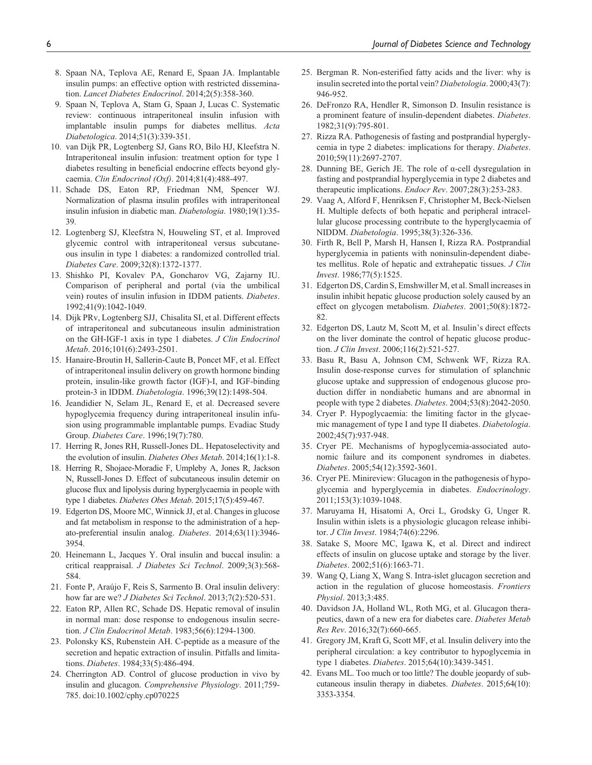8. Spaan NA, Teplova AE, Renard E, Spaan JA. Implantable insulin pumps: an effective option with restricted dissemination. *Lancet Diabetes Endocrinol*. 2014;2(5):358-360.
9. Spaan N, Teplova A, Stam G, Spaan J, Lucas C. Systematic review: continuous intraperitoneal insulin infusion with implantable insulin pumps for diabetes mellitus. *Acta Diabetologica*. 2014;51(3):339-351.
10. van Dijk PR, Logtenberg SJ, Gans RO, Bilo HJ, Kleefstra N. Intraperitoneal insulin infusion: treatment option for type 1 diabetes resulting in beneficial endocrine effects beyond glycaemia. *Clin Endocrinol (Oxf)*. 2014;81(4):488-497.
11. Schade DS, Eaton RP, Friedman NM, Spencer WJ. Normalization of plasma insulin profiles with intraperitoneal insulin infusion in diabetic man. *Diabetologia*. 1980;19(1):35-39.
12. Logtenberg SJ, Kleefstra N, Houweling ST, et al. Improved glycemic control with intraperitoneal versus subcutaneous insulin in type 1 diabetes: a randomized controlled trial. *Diabetes Care*. 2009;32(8):1372-1377.
13. Shishko PI, Kovalev PA, Goncharov VG, Zajarny IU. Comparison of peripheral and portal (via the umbilical vein) routes of insulin infusion in IDDM patients. *Diabetes*. 1992;41(9):1042-1049.
14. Dijk PRv, Logtenberg SJJ, Chisalita SI, et al. Different effects of intraperitoneal and subcutaneous insulin administration on the GH-IGF-1 axis in type 1 diabetes. *J Clin Endocrinol Metab*. 2016;101(6):2493-2501.
15. Hanaire-Broutin H, Sallerin-Caute B, Poncet MF, et al. Effect of intraperitoneal insulin delivery on growth hormone binding protein, insulin-like growth factor (IGF)-I, and IGF-binding protein-3 in IDDM. *Diabetologia*. 1996;39(12):1498-504.
16. Jeandidier N, Selam JL, Renard E, et al. Decreased severe hypoglycemia frequency during intraperitoneal insulin infusion using programmable implantable pumps. Evadiac Study Group. *Diabetes Care*. 1996;19(7):780.
17. Herring R, Jones RH, Russell-Jones DL. Hepatoselectivity and the evolution of insulin. *Diabetes Obes Metab*. 2014;16(1):1-8.
18. Herring R, Shojaee-Moradie F, Umpleby A, Jones R, Jackson N, Russell-Jones D. Effect of subcutaneous insulin detemir on glucose flux and lipolysis during hyperglycaemia in people with type 1 diabetes. *Diabetes Obes Metab*. 2015;17(5):459-467.
19. Edgerton DS, Moore MC, Winnick JJ, et al. Changes in glucose and fat metabolism in response to the administration of a hepato-preferential insulin analog. *Diabetes*. 2014;63(11):3946-3954.
20. Heinemann L, Jacques Y. Oral insulin and buccal insulin: a critical reappraisal. *J Diabetes Sci Technol*. 2009;3(3):568-584.
21. Fonte P, Araújo F, Reis S, Sarmento B. Oral insulin delivery: how far are we? *J Diabetes Sci Technol*. 2013;7(2):520-531.
22. Eaton RP, Allen RC, Schade DS. Hepatic removal of insulin in normal man: dose response to endogenous insulin secretion. *J Clin Endocrinol Metab*. 1983;56(6):1294-1300.
23. Polonsky KS, Rubenstein AH. C-peptide as a measure of the secretion and hepatic extraction of insulin. Pitfalls and limitations. *Diabetes*. 1984;33(5):486-494.
24. Cherrington AD. Control of glucose production in vivo by insulin and glucagon. *Comprehensive Physiology*. 2011;759-785. doi:10.1002/cphy.cp070225
25. Bergman R. Non-esterified fatty acids and the liver: why is insulin secreted into the portal vein? *Diabetologia*. 2000;43(7):946-952.
26. DeFronzo RA, Hendler R, Simonson D. Insulin resistance is a prominent feature of insulin-dependent diabetes. *Diabetes*. 1982;31(9):795-801.
27. Rizza RA. Pathogenesis of fasting and postprandial hyperglycemia in type 2 diabetes: implications for therapy. *Diabetes*. 2010;59(11):2697-2707.
28. Dunning BE, Gerich JE. The role of α-cell dysregulation in fasting and postprandial hyperglycemia in type 2 diabetes and therapeutic implications. *Endocr Rev*. 2007;28(3):253-283.
29. Vaag A, Alford F, Henriksen F, Christopher M, Beck-Nielsen H. Multiple defects of both hepatic and peripheral intracellular glucose processing contribute to the hyperglycaemia of NIDDM. *Diabetologia*. 1995;38(3):326-336.
30. Firth R, Bell P, Marsh H, Hansen I, Rizza RA. Postprandial hyperglycemia in patients with noninsulin-dependent diabetes mellitus. Role of hepatic and extrahepatic tissues. *J Clin Invest*. 1986;77(5):1525.
31. Edgerton DS, Cardin S, Emshwiller M, et al. Small increases in insulin inhibit hepatic glucose production solely caused by an effect on glycogen metabolism. *Diabetes*. 2001;50(8):1872-82.
32. Edgerton DS, Lautz M, Scott M, et al. Insulin's direct effects on the liver dominate the control of hepatic glucose production. *J Clin Invest*. 2006;116(2):521-527.
33. Basu R, Basu A, Johnson CM, Schwenk WF, Rizza RA. Insulin dose-response curves for stimulation of splanchnic glucose uptake and suppression of endogenous glucose production differ in nondiabetic humans and are abnormal in people with type 2 diabetes. *Diabetes*. 2004;53(8):2042-2050.
34. Cryer P. Hypoglycaemia: the limiting factor in the glycaemic management of type I and type II diabetes. *Diabetologia*. 2002;45(7):937-948.
35. Cryer PE. Mechanisms of hypoglycemia-associated autonomic failure and its component syndromes in diabetes. *Diabetes*. 2005;54(12):3592-3601.
36. Cryer PE. Minireview: Glucagon in the pathogenesis of hypoglycemia and hyperglycemia in diabetes. *Endocrinology*. 2011;153(3):1039-1048.
37. Maruyama H, Hisatomi A, Orci L, Grodsky G, Unger R. Insulin within islets is a physiologic glucagon release inhibitor. *J Clin Invest*. 1984;74(6):2296.
38. Satake S, Moore MC, Igawa K, et al. Direct and indirect effects of insulin on glucose uptake and storage by the liver. *Diabetes*. 2002;51(6):1663-71.
39. Wang Q, Liang X, Wang S. Intra-islet glucagon secretion and action in the regulation of glucose homeostasis. *Frontiers Physiol*. 2013;3:485.
40. Davidson JA, Holland WL, Roth MG, et al. Glucagon therapeutics, dawn of a new era for diabetes care. *Diabetes Metab Res Rev*. 2016;32(7):660-665.
41. Gregory JM, Kraft G, Scott MF, et al. Insulin delivery into the peripheral circulation: a key contributor to hypoglycemia in type 1 diabetes. *Diabetes*. 2015;64(10):3439-3451.
42. Evans ML. Too much or too little? The double jeopardy of subcutaneous insulin therapy in diabetes. *Diabetes*. 2015;64(10):3353-3354.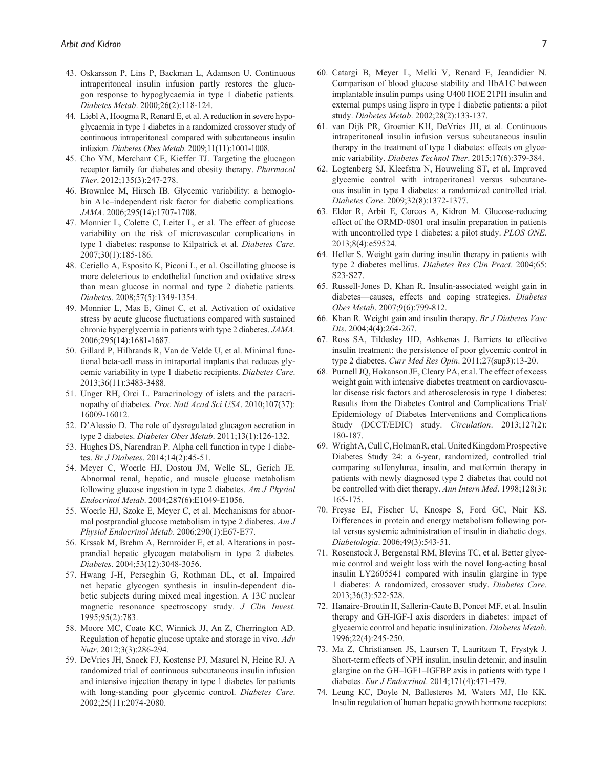43. Oskarsson P, Lins P, Backman L, Adamson U. Continuous intraperitoneal insulin infusion partly restores the glucagon response to hypoglycaemia in type 1 diabetic patients. *Diabetes Metab*. 2000;26(2):118-124.
44. Liebl A, Hoogma R, Renard E, et al. A reduction in severe hypoglycaemia in type 1 diabetes in a randomized crossover study of continuous intraperitoneal compared with subcutaneous insulin infusion. *Diabetes Obes Metab*. 2009;11(11):1001-1008.
45. Cho YM, Merchant CE, Kieffer TJ. Targeting the glucagon receptor family for diabetes and obesity therapy. *Pharmacol Ther*. 2012;135(3):247-278.
46. Brownlee M, Hirsch IB. Glycemic variability: a hemoglobin A1c–independent risk factor for diabetic complications. *JAMA*. 2006;295(14):1707-1708.
47. Monnier L, Colette C, Leiter L, et al. The effect of glucose variability on the risk of microvascular complications in type 1 diabetes: response to Kilpatrick et al. *Diabetes Care*. 2007;30(1):185-186.
48. Ceriello A, Esposito K, Piconi L, et al. Oscillating glucose is more deleterious to endothelial function and oxidative stress than mean glucose in normal and type 2 diabetic patients. *Diabetes*. 2008;57(5):1349-1354.
49. Monnier L, Mas E, Ginet C, et al. Activation of oxidative stress by acute glucose fluctuations compared with sustained chronic hyperglycemia in patients with type 2 diabetes. *JAMA*. 2006;295(14):1681-1687.
50. Gillard P, Hilbrands R, Van de Velde U, et al. Minimal functional beta-cell mass in intraportal implants that reduces glycemic variability in type 1 diabetic recipients. *Diabetes Care*. 2013;36(11):3483-3488.
51. Unger RH, Orci L. Paracrinology of islets and the paracrinopathy of diabetes. *Proc Natl Acad Sci USA*. 2010;107(37):16009-16012.
52. D'Alessio D. The role of dysregulated glucagon secretion in type 2 diabetes. *Diabetes Obes Metab*. 2011;13(1):126-132.
53. Hughes DS, Narendran P. Alpha cell function in type 1 diabetes. *Br J Diabetes*. 2014;14(2):45-51.
54. Meyer C, Woerle HJ, Dostou JM, Welle SL, Gerich JE. Abnormal renal, hepatic, and muscle glucose metabolism following glucose ingestion in type 2 diabetes. *Am J Physiol Endocrinol Metab*. 2004;287(6):E1049-E1056.
55. Woerle HJ, Szoke E, Meyer C, et al. Mechanisms for abnormal postprandial glucose metabolism in type 2 diabetes. *Am J Physiol Endocrinol Metab*. 2006;290(1):E67-E77.
56. Krssak M, Brehm A, Bernroider E, et al. Alterations in postprandial hepatic glycogen metabolism in type 2 diabetes. *Diabetes*. 2004;53(12):3048-3056.
57. Hwang J-H, Perseghin G, Rothman DL, et al. Impaired net hepatic glycogen synthesis in insulin-dependent diabetic subjects during mixed meal ingestion. A 13C nuclear magnetic resonance spectroscopy study. *J Clin Invest*. 1995;95(2):783.
58. Moore MC, Coate KC, Winnick JJ, An Z, Cherrington AD. Regulation of hepatic glucose uptake and storage in vivo. *Adv Nutr*. 2012;3(3):286-294.
59. DeVries JH, Snoek FJ, Kostense PJ, Masurel N, Heine RJ. A randomized trial of continuous subcutaneous insulin infusion and intensive injection therapy in type 1 diabetes for patients with long-standing poor glycemic control. *Diabetes Care*. 2002;25(11):2074-2080.
60. Catargi B, Meyer L, Melki V, Renard E, Jeandidier N. Comparison of blood glucose stability and HbA1C between implantable insulin pumps using U400 HOE 21PH insulin and external pumps using lispro in type 1 diabetic patients: a pilot study. *Diabetes Metab*. 2002;28(2):133-137.
61. van Dijk PR, Groenier KH, DeVries JH, et al. Continuous intraperitoneal insulin infusion versus subcutaneous insulin therapy in the treatment of type 1 diabetes: effects on glycemic variability. *Diabetes Technol Ther*. 2015;17(6):379-384.
62. Logtenberg SJ, Kleefstra N, Houweling ST, et al. Improved glycemic control with intraperitoneal versus subcutaneous insulin in type 1 diabetes: a randomized controlled trial. *Diabetes Care*. 2009;32(8):1372-1377.
63. Eldor R, Arbit E, Corcos A, Kidron M. Glucose-reducing effect of the ORMD-0801 oral insulin preparation in patients with uncontrolled type 1 diabetes: a pilot study. *PLOS ONE*. 2013;8(4):e59524.
64. Heller S. Weight gain during insulin therapy in patients with type 2 diabetes mellitus. *Diabetes Res Clin Pract*. 2004;65:S23-S27.
65. Russell-Jones D, Khan R. Insulin-associated weight gain in diabetes—causes, effects and coping strategies. *Diabetes Obes Metab*. 2007;9(6):799-812.
66. Khan R. Weight gain and insulin therapy. *Br J Diabetes Vasc Dis*. 2004;4(4):264-267.
67. Ross SA, Tildesley HD, Ashkenas J. Barriers to effective insulin treatment: the persistence of poor glycemic control in type 2 diabetes. *Curr Med Res Opin*. 2011;27(sup3):13-20.
68. Purnell JQ, Hokanson JE, Cleary PA, et al. The effect of excess weight gain with intensive diabetes treatment on cardiovascular disease risk factors and atherosclerosis in type 1 diabetes: Results from the Diabetes Control and Complications Trial/Epidemiology of Diabetes Interventions and Complications Study (DCCT/EDIC) study. *Circulation*. 2013;127(2):180-187.
69. Wright A, Cull C, Holman R, et al. United Kingdom Prospective Diabetes Study 24: a 6-year, randomized, controlled trial comparing sulfonylurea, insulin, and metformin therapy in patients with newly diagnosed type 2 diabetes that could not be controlled with diet therapy. *Ann Intern Med*. 1998;128(3):165-175.
70. Freyse EJ, Fischer U, Knospe S, Ford GC, Nair KS. Differences in protein and energy metabolism following portal versus systemic administration of insulin in diabetic dogs. *Diabetologia*. 2006;49(3):543-51.
71. Rosenstock J, Bergenstal RM, Blevins TC, et al. Better glycemic control and weight loss with the novel long-acting basal insulin LY2605541 compared with insulin glargine in type 1 diabetes: A randomized, crossover study. *Diabetes Care*. 2013;36(3):522-528.
72. Hanaire-Broutin H, Sallerin-Caute B, Poncet MF, et al. Insulin therapy and GH-IGF-I axis disorders in diabetes: impact of glycaemic control and hepatic insulinization. *Diabetes Metab*. 1996;22(4):245-250.
73. Ma Z, Christiansen JS, Laursen T, Lauritzen T, Frystyk J. Short-term effects of NPH insulin, insulin detemir, and insulin glargine on the GH–IGF1–IGFBP axis in patients with type 1 diabetes. *Eur J Endocrinol*. 2014;171(4):471-479.
74. Leung KC, Doyle N, Ballesteros M, Waters MJ, Ho KK. Insulin regulation of human hepatic growth hormone receptors: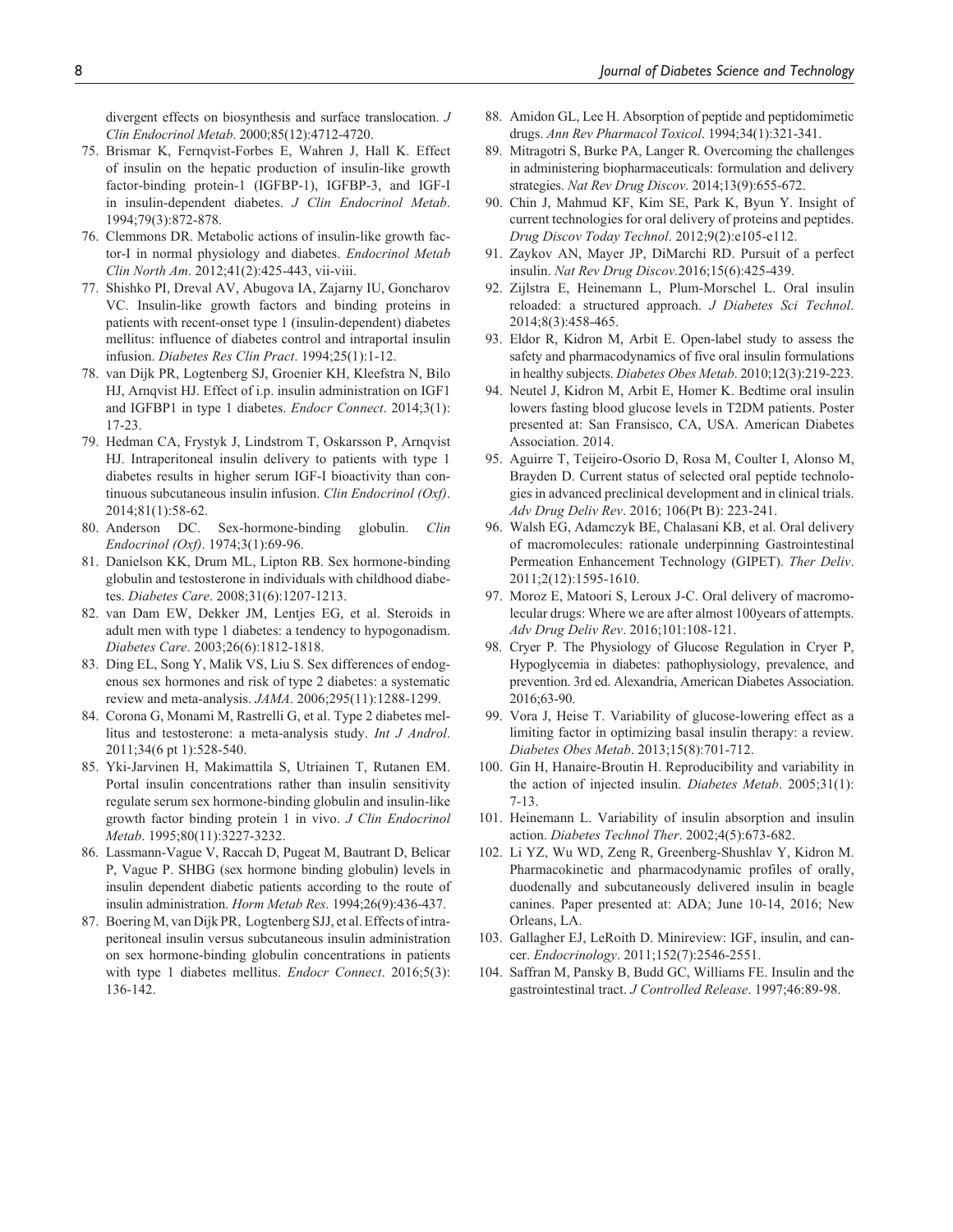divergent effects on biosynthesis and surface translocation. *J Clin Endocrinol Metab*. 2000;85(12):4712-4720.

75. Brismar K, Fernqvist-Forbes E, Wahren J, Hall K. Effect of insulin on the hepatic production of insulin-like growth factor-binding protein-1 (IGFBP-1), IGFBP-3, and IGF-I in insulin-dependent diabetes. *J Clin Endocrinol Metab*. 1994;79(3):872-878.
76. Clemmons DR. Metabolic actions of insulin-like growth factor-I in normal physiology and diabetes. *Endocrinol Metab Clin North Am*. 2012;41(2):425-443, vii-viii.
77. Shishko PI, Dreval AV, Abugova IA, Zajarny IU, Goncharov VC. Insulin-like growth factors and binding proteins in patients with recent-onset type 1 (insulin-dependent) diabetes mellitus: influence of diabetes control and intraportal insulin infusion. *Diabetes Res Clin Pract*. 1994;25(1):1-12.
78. van Dijk PR, Logtenberg SJ, Groenier KH, Kleefstra N, Bilo HJ, Arnqvist HJ. Effect of i.p. insulin administration on IGF1 and IGFBP1 in type 1 diabetes. *Endocr Connect*. 2014;3(1): 17-23.
79. Hedman CA, Frystyk J, Lindstrom T, Oskarsson P, Arnqvist HJ. Intraperitoneal insulin delivery to patients with type 1 diabetes results in higher serum IGF-I bioactivity than continuous subcutaneous insulin infusion. *Clin Endocrinol (Oxf)*. 2014;81(1):58-62.
80. Anderson DC. Sex-hormone-binding globulin. *Clin Endocrinol (Oxf)*. 1974;3(1):69-96.
81. Danielson KK, Drum ML, Lipton RB. Sex hormone-binding globulin and testosterone in individuals with childhood diabetes. *Diabetes Care*. 2008;31(6):1207-1213.
82. van Dam EW, Dekker JM, Lentjes EG, et al. Steroids in adult men with type 1 diabetes: a tendency to hypogonadism. *Diabetes Care*. 2003;26(6):1812-1818.
83. Ding EL, Song Y, Malik VS, Liu S. Sex differences of endogenous sex hormones and risk of type 2 diabetes: a systematic review and meta-analysis. *JAMA*. 2006;295(11):1288-1299.
84. Corona G, Monami M, Rastrelli G, et al. Type 2 diabetes mellitus and testosterone: a meta-analysis study. *Int J Androl*. 2011;34(6 pt 1):528-540.
85. Yki-Jarvinen H, Makimattila S, Utriainen T, Rutanen EM. Portal insulin concentrations rather than insulin sensitivity regulate serum sex hormone-binding globulin and insulin-like growth factor binding protein 1 in vivo. *J Clin Endocrinol Metab*. 1995;80(11):3227-3232.
86. Lassmann-Vague V, Raccah D, Pugeat M, Bautrant D, Belicar P, Vague P. SHBG (sex hormone binding globulin) levels in insulin dependent diabetic patients according to the route of insulin administration. *Horm Metab Res*. 1994;26(9):436-437.
87. Boering M, van Dijk PR, Logtenberg SJJ, et al. Effects of intraperitoneal insulin versus subcutaneous insulin administration on sex hormone-binding globulin concentrations in patients with type 1 diabetes mellitus. *Endocr Connect*. 2016;5(3): 136-142.
88. Amidon GL, Lee H. Absorption of peptide and peptidomimetic drugs. *Ann Rev Pharmacol Toxicol*. 1994;34(1):321-341.
89. Mitragotri S, Burke PA, Langer R. Overcoming the challenges in administering biopharmaceuticals: formulation and delivery strategies. *Nat Rev Drug Discov*. 2014;13(9):655-672.
90. Chin J, Mahmud KF, Kim SE, Park K, Byun Y. Insight of current technologies for oral delivery of proteins and peptides. *Drug Discov Today Technol*. 2012;9(2):e105-e112.
91. Zaykov AN, Mayer JP, DiMarchi RD. Pursuit of a perfect insulin. *Nat Rev Drug Discov.*2016;15(6):425-439.
92. Zijlstra E, Heinemann L, Plum-Morschel L. Oral insulin reloaded: a structured approach. *J Diabetes Sci Technol*. 2014;8(3):458-465.
93. Eldor R, Kidron M, Arbit E. Open-label study to assess the safety and pharmacodynamics of five oral insulin formulations in healthy subjects. *Diabetes Obes Metab*. 2010;12(3):219-223.
94. Neutel J, Kidron M, Arbit E, Homer K. Bedtime oral insulin lowers fasting blood glucose levels in T2DM patients. Poster presented at: San Fransisco, CA, USA. American Diabetes Association. 2014.
95. Aguirre T, Teijeiro-Osorio D, Rosa M, Coulter I, Alonso M, Brayden D. Current status of selected oral peptide technologies in advanced preclinical development and in clinical trials. *Adv Drug Deliv Rev*. 2016; 106(Pt B): 223-241.
96. Walsh EG, Adamczyk BE, Chalasani KB, et al. Oral delivery of macromolecules: rationale underpinning Gastrointestinal Permeation Enhancement Technology (GIPET). *Ther Deliv*. 2011;2(12):1595-1610.
97. Moroz E, Matoori S, Leroux J-C. Oral delivery of macromolecular drugs: Where we are after almost 100years of attempts. *Adv Drug Deliv Rev*. 2016;101:108-121.
98. Cryer P. The Physiology of Glucose Regulation in Cryer P, Hypoglycemia in diabetes: pathophysiology, prevalence, and prevention. 3rd ed. Alexandria, American Diabetes Association. 2016;63-90.
99. Vora J, Heise T. Variability of glucose-lowering effect as a limiting factor in optimizing basal insulin therapy: a review. *Diabetes Obes Metab*. 2013;15(8):701-712.
100. Gin H, Hanaire-Broutin H. Reproducibility and variability in the action of injected insulin. *Diabetes Metab*. 2005;31(1): 7-13.
101. Heinemann L. Variability of insulin absorption and insulin action. *Diabetes Technol Ther*. 2002;4(5):673-682.
102. Li YZ, Wu WD, Zeng R, Greenberg-Shushlav Y, Kidron M. Pharmacokinetic and pharmacodynamic profiles of orally, duodenally and subcutaneously delivered insulin in beagle canines. Paper presented at: ADA; June 10-14, 2016; New Orleans, LA.
103. Gallagher EJ, LeRoith D. Minireview: IGF, insulin, and cancer. *Endocrinology*. 2011;152(7):2546-2551.
104. Saffran M, Pansky B, Budd GC, Williams FE. Insulin and the gastrointestinal tract. *J Controlled Release*. 1997;46:89-98.